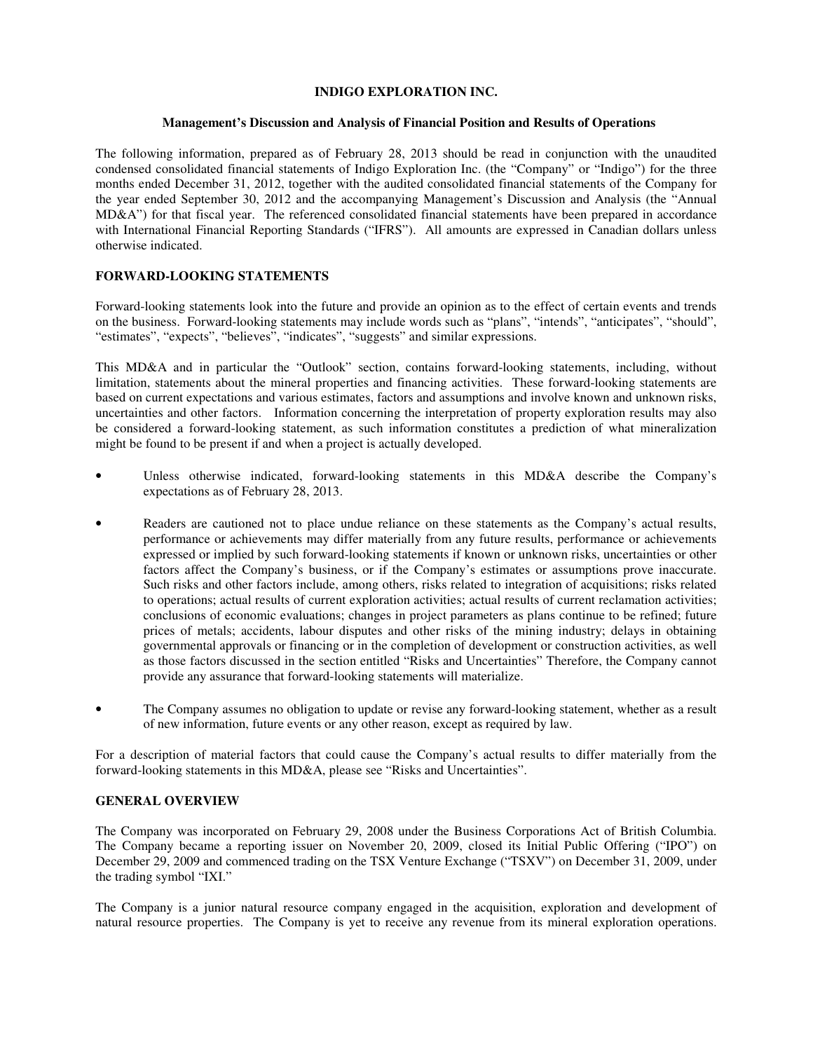# INDIGO EXPLORATION INC.

## Management's Discussion and Analysis of Financial Position and Results of Operations

The following information, prepared as of February 28, 2013 should be read in conjunction with the unaudited condensed consolidated financial statements of Indigo Exploration Inc. (the "Company" or "Indigo") for the three months ended December 31, 2012, together with the audited consolidated financial statements of the Company for the year ended September 30, 2012 and the accompanying Management's Discussion and Analysis (the "Annual MD&A") for that fiscal year. The referenced consolidated financial statements have been prepared in accordance with International Financial Reporting Standards ("IFRS"). All amounts are expressed in Canadian dollars unless otherwise indicated.

### FORWARD-LOOKING STATEMENTS

Forward-looking statements look into the future and provide an opinion as to the effect of certain events and trends on the business. Forward-looking statements may include words such as "plans", "intends", "anticipates", "should", "estimates", "expects", "believes", "indicates", "suggests" and similar expressions.

This MD&A and in particular the "Outlook" section, contains forward-looking statements, including, without limitation, statements about the mineral properties and financing activities. These forward-looking statements are based on current expectations and various estimates, factors and assumptions and involve known and unknown risks, uncertainties and other factors. Information concerning the interpretation of property exploration results may also be considered a forward-looking statement, as such information constitutes a prediction of what mineralization might be found to be present if and when a project is actually developed.

- Unless otherwise indicated, forward-looking statements in this MD&A describe the Company's expectations as of February 28, 2013.
- Readers are cautioned not to place undue reliance on these statements as the Company's actual results, performance or achievements may differ materially from any future results, performance or achievements expressed or implied by such forward-looking statements if known or unknown risks, uncertainties or other factors affect the Company's business, or if the Company's estimates or assumptions prove inaccurate. Such risks and other factors include, among others, risks related to integration of acquisitions; risks related to operations; actual results of current exploration activities; actual results of current reclamation activities; conclusions of economic evaluations; changes in project parameters as plans continue to be refined; future prices of metals; accidents, labour disputes and other risks of the mining industry; delays in obtaining governmental approvals or financing or in the completion of development or construction activities, as well as those factors discussed in the section entitled "Risks and Uncertainties" Therefore, the Company cannot provide any assurance that forward-looking statements will materialize.
- The Company assumes no obligation to update or revise any forward-looking statement, whether as a result of new information, future events or any other reason, except as required by law.

For a description of material factors that could cause the Company's actual results to differ materially from the forward-looking statements in this MD&A, please see "Risks and Uncertainties".

### GENERAL OVERVIEW

The Company was incorporated on February 29, 2008 under the Business Corporations Act of British Columbia. The Company became a reporting issuer on November 20, 2009, closed its Initial Public Offering ("IPO") on December 29, 2009 and commenced trading on the TSX Venture Exchange ("TSXV") on December 31, 2009, under the trading symbol "IXI."

The Company is a junior natural resource company engaged in the acquisition, exploration and development of natural resource properties. The Company is yet to receive any revenue from its mineral exploration operations.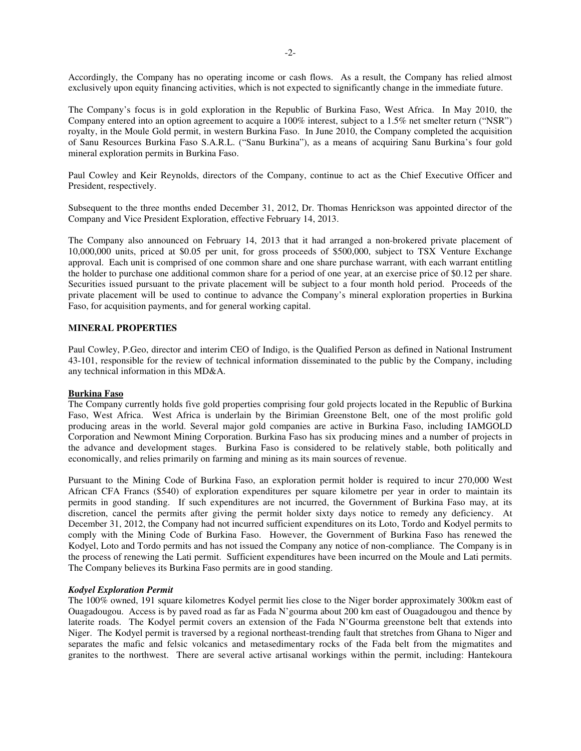Accordingly, the Company has no operating income or cash flows. As a result, the Company has relied almost exclusively upon equity financing activities, which is not expected to significantly change in the immediate future.

The Company's focus is in gold exploration in the Republic of Burkina Faso, West Africa. In May 2010, the Company entered into an option agreement to acquire a 100% interest, subject to a 1.5% net smelter return ("NSR") royalty, in the Moule Gold permit, in western Burkina Faso. In June 2010, the Company completed the acquisition of Sanu Resources Burkina Faso S.A.R.L. ("Sanu Burkina"), as a means of acquiring Sanu Burkina's four gold mineral exploration permits in Burkina Faso.

Paul Cowley and Keir Reynolds, directors of the Company, continue to act as the Chief Executive Officer and President, respectively.

Subsequent to the three months ended December 31, 2012, Dr. Thomas Henrickson was appointed director of the Company and Vice President Exploration, effective February 14, 2013.

The Company also announced on February 14, 2013 that it had arranged a non-brokered private placement of 10,000,000 units, priced at $0.05 per unit, for gross proceeds of $500,000, subject to TSX Venture Exchange approval. Each unit is comprised of one common share and one share purchase warrant, with each warrant entitling the holder to purchase one additional common share for a period of one year, at an exercise price of $0.12 per share. Securities issued pursuant to the private placement will be subject to a four month hold period. Proceeds of the private placement will be used to continue to advance the Company's mineral exploration properties in Burkina Faso, for acquisition payments, and for general working capital.

## MINERAL PROPERTIES

Paul Cowley, P.Geo, director and interim CEO of Indigo, is the Qualified Person as defined in National Instrument 43-101, responsible for the review of technical information disseminated to the public by the Company, including any technical information in this MD&A.

### Burkina Faso

The Company currently holds five gold properties comprising four gold projects located in the Republic of Burkina Faso, West Africa. West Africa is underlain by the Birimian Greenstone Belt, one of the most prolific gold producing areas in the world. Several major gold companies are active in Burkina Faso, including IAMGOLD Corporation and Newmont Mining Corporation. Burkina Faso has six producing mines and a number of projects in the advance and development stages. Burkina Faso is considered to be relatively stable, both politically and economically, and relies primarily on farming and mining as its main sources of revenue.

Pursuant to the Mining Code of Burkina Faso, an exploration permit holder is required to incur 270,000 West African CFA Francs ($540) of exploration expenditures per square kilometre per year in order to maintain its permits in good standing. If such expenditures are not incurred, the Government of Burkina Faso may, at its discretion, cancel the permits after giving the permit holder sixty days notice to remedy any deficiency. At December 31, 2012, the Company had not incurred sufficient expenditures on its Loto, Tordo and Kodyel permits to comply with the Mining Code of Burkina Faso. However, the Government of Burkina Faso has renewed the Kodyel, Loto and Tordo permits and has not issued the Company any notice of non-compliance. The Company is in the process of renewing the Lati permit. Sufficient expenditures have been incurred on the Moule and Lati permits. The Company believes its Burkina Faso permits are in good standing.

#### *Kodyel Exploration Permit*

The 100% owned, 191 square kilometres Kodyel permit lies close to the Niger border approximately 300km east of Ouagadougou. Access is by paved road as far as Fada N'gourma about 200 km east of Ouagadougou and thence by laterite roads. The Kodyel permit covers an extension of the Fada N'Gourma greenstone belt that extends into Niger. The Kodyel permit is traversed by a regional northeast-trending fault that stretches from Ghana to Niger and separates the mafic and felsic volcanics and metasedimentary rocks of the Fada belt from the migmatites and granites to the northwest. There are several active artisanal workings within the permit, including: Hantekoura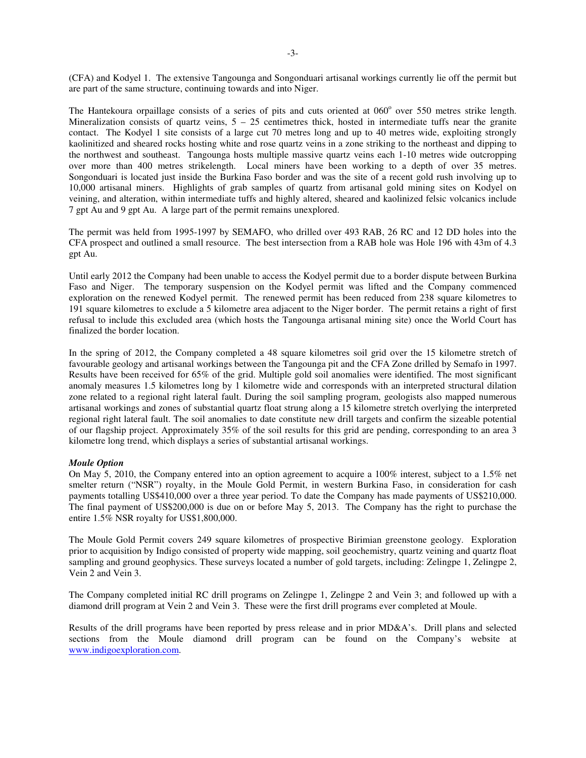(CFA) and Kodyel 1. The extensive Tangounga and Songonduari artisanal workings currently lie off the permit but are part of the same structure, continuing towards and into Niger.

The Hantekoura orpaillage consists of a series of pits and cuts oriented at 060$^{o}$ over 550 metres strike length. Mineralization consists of quartz veins, 5 – 25 centimetres thick, hosted in intermediate tuffs near the granite contact. The Kodyel 1 site consists of a large cut 70 metres long and up to 40 metres wide, exploiting strongly kaolinitized and sheared rocks hosting white and rose quartz veins in a zone striking to the northeast and dipping to the northwest and southeast. Tangounga hosts multiple massive quartz veins each 1-10 metres wide outcropping over more than 400 metres strikelength. Local miners have been working to a depth of over 35 metres. Songonduari is located just inside the Burkina Faso border and was the site of a recent gold rush involving up to 10,000 artisanal miners. Highlights of grab samples of quartz from artisanal gold mining sites on Kodyel on veining, and alteration, within intermediate tuffs and highly altered, sheared and kaolinized felsic volcanics include 7 gpt Au and 9 gpt Au. A large part of the permit remains unexplored.

The permit was held from 1995-1997 by SEMAFO, who drilled over 493 RAB, 26 RC and 12 DD holes into the CFA prospect and outlined a small resource. The best intersection from a RAB hole was Hole 196 with 43m of 4.3 gpt Au.

Until early 2012 the Company had been unable to access the Kodyel permit due to a border dispute between Burkina Faso and Niger. The temporary suspension on the Kodyel permit was lifted and the Company commenced exploration on the renewed Kodyel permit. The renewed permit has been reduced from 238 square kilometres to 191 square kilometres to exclude a 5 kilometre area adjacent to the Niger border. The permit retains a right of first refusal to include this excluded area (which hosts the Tangounga artisanal mining site) once the World Court has finalized the border location.

In the spring of 2012, the Company completed a 48 square kilometres soil grid over the 15 kilometre stretch of favourable geology and artisanal workings between the Tangounga pit and the CFA Zone drilled by Semafo in 1997. Results have been received for 65% of the grid. Multiple gold soil anomalies were identified. The most significant anomaly measures 1.5 kilometres long by 1 kilometre wide and corresponds with an interpreted structural dilation zone related to a regional right lateral fault. During the soil sampling program, geologists also mapped numerous artisanal workings and zones of substantial quartz float strung along a 15 kilometre stretch overlying the interpreted regional right lateral fault. The soil anomalies to date constitute new drill targets and confirm the sizeable potential of our flagship project. Approximately 35% of the soil results for this grid are pending, corresponding to an area 3 kilometre long trend, which displays a series of substantial artisanal workings.

***Moule Option***

On May 5, 2010, the Company entered into an option agreement to acquire a 100% interest, subject to a 1.5% net smelter return ("NSR") royalty, in the Moule Gold Permit, in western Burkina Faso, in consideration for cash payments totalling US$410,000 over a three year period. To date the Company has made payments of US$210,000. The final payment of US$200,000 is due on or before May 5, 2013. The Company has the right to purchase the entire 1.5% NSR royalty for US$1,800,000.

The Moule Gold Permit covers 249 square kilometres of prospective Birimian greenstone geology. Exploration prior to acquisition by Indigo consisted of property wide mapping, soil geochemistry, quartz veining and quartz float sampling and ground geophysics. These surveys located a number of gold targets, including: Zelingpe 1, Zelingpe 2, Vein 2 and Vein 3.

The Company completed initial RC drill programs on Zelingpe 1, Zelingpe 2 and Vein 3; and followed up with a diamond drill program at Vein 2 and Vein 3. These were the first drill programs ever completed at Moule.

Results of the drill programs have been reported by press release and in prior MD&A's. Drill plans and selected sections from the Moule diamond drill program can be found on the Company's website at www.indigoexploration.com.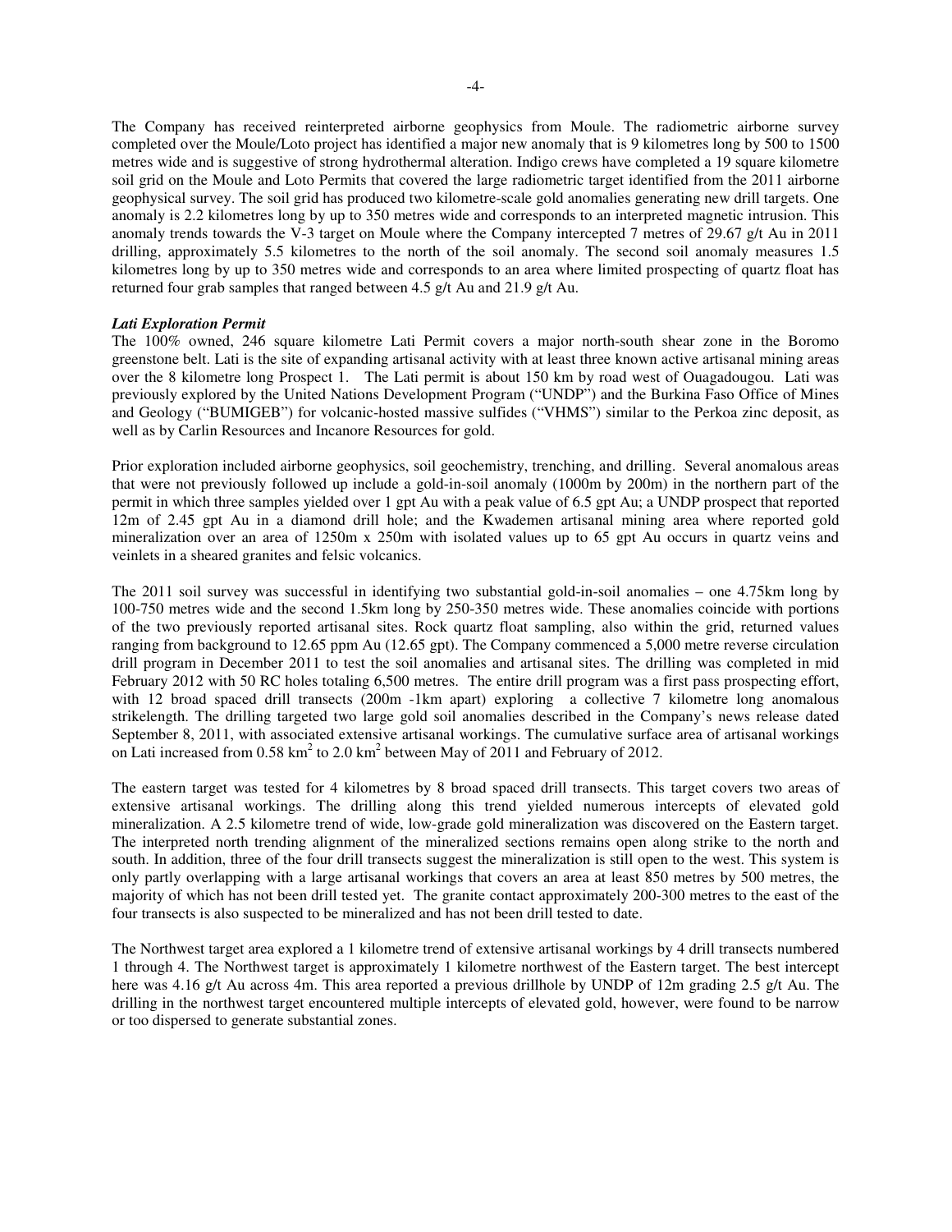The Company has received reinterpreted airborne geophysics from Moule. The radiometric airborne survey completed over the Moule/Loto project has identified a major new anomaly that is 9 kilometres long by 500 to 1500 metres wide and is suggestive of strong hydrothermal alteration. Indigo crews have completed a 19 square kilometre soil grid on the Moule and Loto Permits that covered the large radiometric target identified from the 2011 airborne geophysical survey. The soil grid has produced two kilometre-scale gold anomalies generating new drill targets. One anomaly is 2.2 kilometres long by up to 350 metres wide and corresponds to an interpreted magnetic intrusion. This anomaly trends towards the V-3 target on Moule where the Company intercepted 7 metres of 29.67 g/t Au in 2011 drilling, approximately 5.5 kilometres to the north of the soil anomaly. The second soil anomaly measures 1.5 kilometres long by up to 350 metres wide and corresponds to an area where limited prospecting of quartz float has returned four grab samples that ranged between 4.5 g/t Au and 21.9 g/t Au.

***Lati Exploration Permit***

The 100% owned, 246 square kilometre Lati Permit covers a major north-south shear zone in the Boromo greenstone belt. Lati is the site of expanding artisanal activity with at least three known active artisanal mining areas over the 8 kilometre long Prospect 1. The Lati permit is about 150 km by road west of Ouagadougou. Lati was previously explored by the United Nations Development Program ("UNDP") and the Burkina Faso Office of Mines and Geology ("BUMIGEB") for volcanic-hosted massive sulfides ("VHMS") similar to the Perkoa zinc deposit, as well as by Carlin Resources and Incanore Resources for gold.

Prior exploration included airborne geophysics, soil geochemistry, trenching, and drilling. Several anomalous areas that were not previously followed up include a gold-in-soil anomaly (1000m by 200m) in the northern part of the permit in which three samples yielded over 1 gpt Au with a peak value of 6.5 gpt Au; a UNDP prospect that reported 12m of 2.45 gpt Au in a diamond drill hole; and the Kwademen artisanal mining area where reported gold mineralization over an area of 1250m x 250m with isolated values up to 65 gpt Au occurs in quartz veins and veinlets in a sheared granites and felsic volcanics.

The 2011 soil survey was successful in identifying two substantial gold-in-soil anomalies – one 4.75km long by 100-750 metres wide and the second 1.5km long by 250-350 metres wide. These anomalies coincide with portions of the two previously reported artisanal sites. Rock quartz float sampling, also within the grid, returned values ranging from background to 12.65 ppm Au (12.65 gpt). The Company commenced a 5,000 metre reverse circulation drill program in December 2011 to test the soil anomalies and artisanal sites. The drilling was completed in mid February 2012 with 50 RC holes totaling 6,500 metres. The entire drill program was a first pass prospecting effort, with 12 broad spaced drill transects (200m -1km apart) exploring a collective 7 kilometre long anomalous strikelength. The drilling targeted two large gold soil anomalies described in the Company's news release dated September 8, 2011, with associated extensive artisanal workings. The cumulative surface area of artisanal workings on Lati increased from 0.58 $km^2$ to 2.0 $km^2$ between May of 2011 and February of 2012.

The eastern target was tested for 4 kilometres by 8 broad spaced drill transects. This target covers two areas of extensive artisanal workings. The drilling along this trend yielded numerous intercepts of elevated gold mineralization. A 2.5 kilometre trend of wide, low-grade gold mineralization was discovered on the Eastern target. The interpreted north trending alignment of the mineralized sections remains open along strike to the north and south. In addition, three of the four drill transects suggest the mineralization is still open to the west. This system is only partly overlapping with a large artisanal workings that covers an area at least 850 metres by 500 metres, the majority of which has not been drill tested yet. The granite contact approximately 200-300 metres to the east of the four transects is also suspected to be mineralized and has not been drill tested to date.

The Northwest target area explored a 1 kilometre trend of extensive artisanal workings by 4 drill transects numbered 1 through 4. The Northwest target is approximately 1 kilometre northwest of the Eastern target. The best intercept here was 4.16 g/t Au across 4m. This area reported a previous drillhole by UNDP of 12m grading 2.5 g/t Au. The drilling in the northwest target encountered multiple intercepts of elevated gold, however, were found to be narrow or too dispersed to generate substantial zones.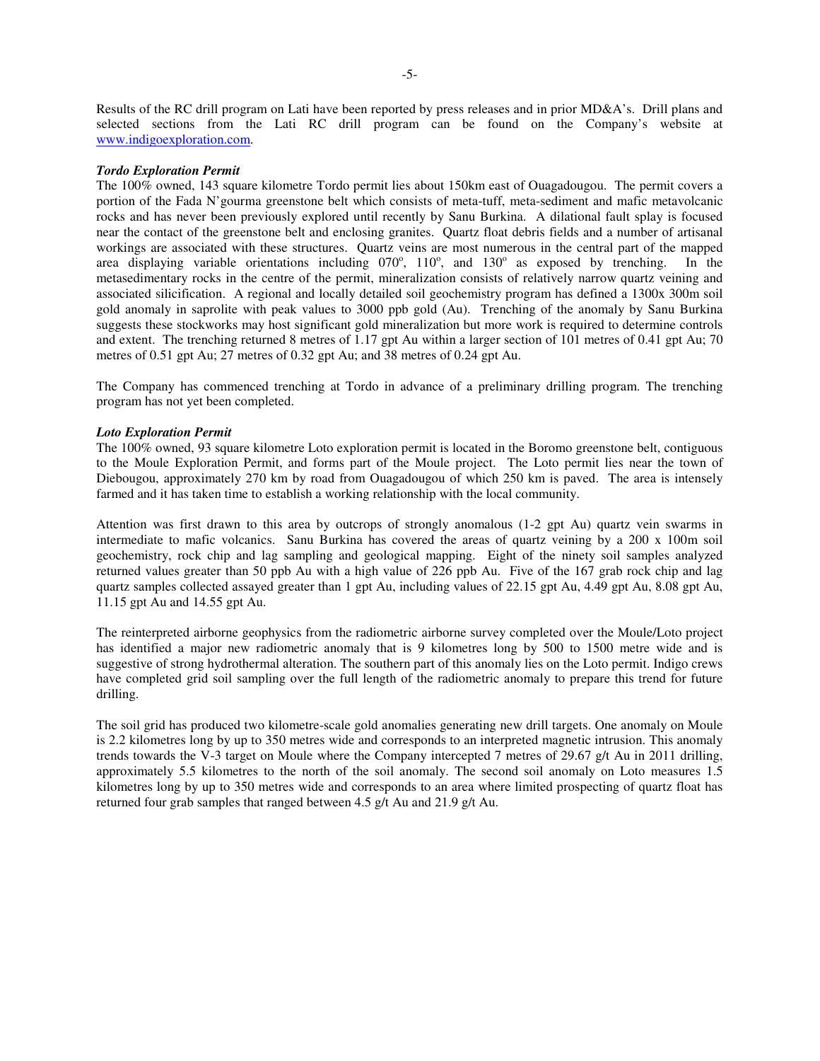Results of the RC drill program on Lati have been reported by press releases and in prior MD&A's. Drill plans and selected sections from the Lati RC drill program can be found on the Company's website at www.indigoexploration.com.

***Tordo Exploration Permit***

The 100% owned, 143 square kilometre Tordo permit lies about 150km east of Ouagadougou. The permit covers a portion of the Fada N'gourma greenstone belt which consists of meta-tuff, meta-sediment and mafic metavolcanic rocks and has never been previously explored until recently by Sanu Burkina. A dilational fault splay is focused near the contact of the greenstone belt and enclosing granites. Quartz float debris fields and a number of artisanal workings are associated with these structures. Quartz veins are most numerous in the central part of the mapped area displaying variable orientations including 070º, 110º, and 130º as exposed by trenching. In the metasedimentary rocks in the centre of the permit, mineralization consists of relatively narrow quartz veining and associated silicification. A regional and locally detailed soil geochemistry program has defined a 1300x 300m soil gold anomaly in saprolite with peak values to 3000 ppb gold (Au). Trenching of the anomaly by Sanu Burkina suggests these stockworks may host significant gold mineralization but more work is required to determine controls and extent. The trenching returned 8 metres of 1.17 gpt Au within a larger section of 101 metres of 0.41 gpt Au; 70 metres of 0.51 gpt Au; 27 metres of 0.32 gpt Au; and 38 metres of 0.24 gpt Au.

The Company has commenced trenching at Tordo in advance of a preliminary drilling program. The trenching program has not yet been completed.

***Loto Exploration Permit***

The 100% owned, 93 square kilometre Loto exploration permit is located in the Boromo greenstone belt, contiguous to the Moule Exploration Permit, and forms part of the Moule project. The Loto permit lies near the town of Diebougou, approximately 270 km by road from Ouagadougou of which 250 km is paved. The area is intensely farmed and it has taken time to establish a working relationship with the local community.

Attention was first drawn to this area by outcrops of strongly anomalous (1-2 gpt Au) quartz vein swarms in intermediate to mafic volcanics. Sanu Burkina has covered the areas of quartz veining by a 200 x 100m soil geochemistry, rock chip and lag sampling and geological mapping. Eight of the ninety soil samples analyzed returned values greater than 50 ppb Au with a high value of 226 ppb Au. Five of the 167 grab rock chip and lag quartz samples collected assayed greater than 1 gpt Au, including values of 22.15 gpt Au, 4.49 gpt Au, 8.08 gpt Au, 11.15 gpt Au and 14.55 gpt Au.

The reinterpreted airborne geophysics from the radiometric airborne survey completed over the Moule/Loto project has identified a major new radiometric anomaly that is 9 kilometres long by 500 to 1500 metre wide and is suggestive of strong hydrothermal alteration. The southern part of this anomaly lies on the Loto permit. Indigo crews have completed grid soil sampling over the full length of the radiometric anomaly to prepare this trend for future drilling.

The soil grid has produced two kilometre-scale gold anomalies generating new drill targets. One anomaly on Moule is 2.2 kilometres long by up to 350 metres wide and corresponds to an interpreted magnetic intrusion. This anomaly trends towards the V-3 target on Moule where the Company intercepted 7 metres of 29.67 g/t Au in 2011 drilling, approximately 5.5 kilometres to the north of the soil anomaly. The second soil anomaly on Loto measures 1.5 kilometres long by up to 350 metres wide and corresponds to an area where limited prospecting of quartz float has returned four grab samples that ranged between 4.5 g/t Au and 21.9 g/t Au.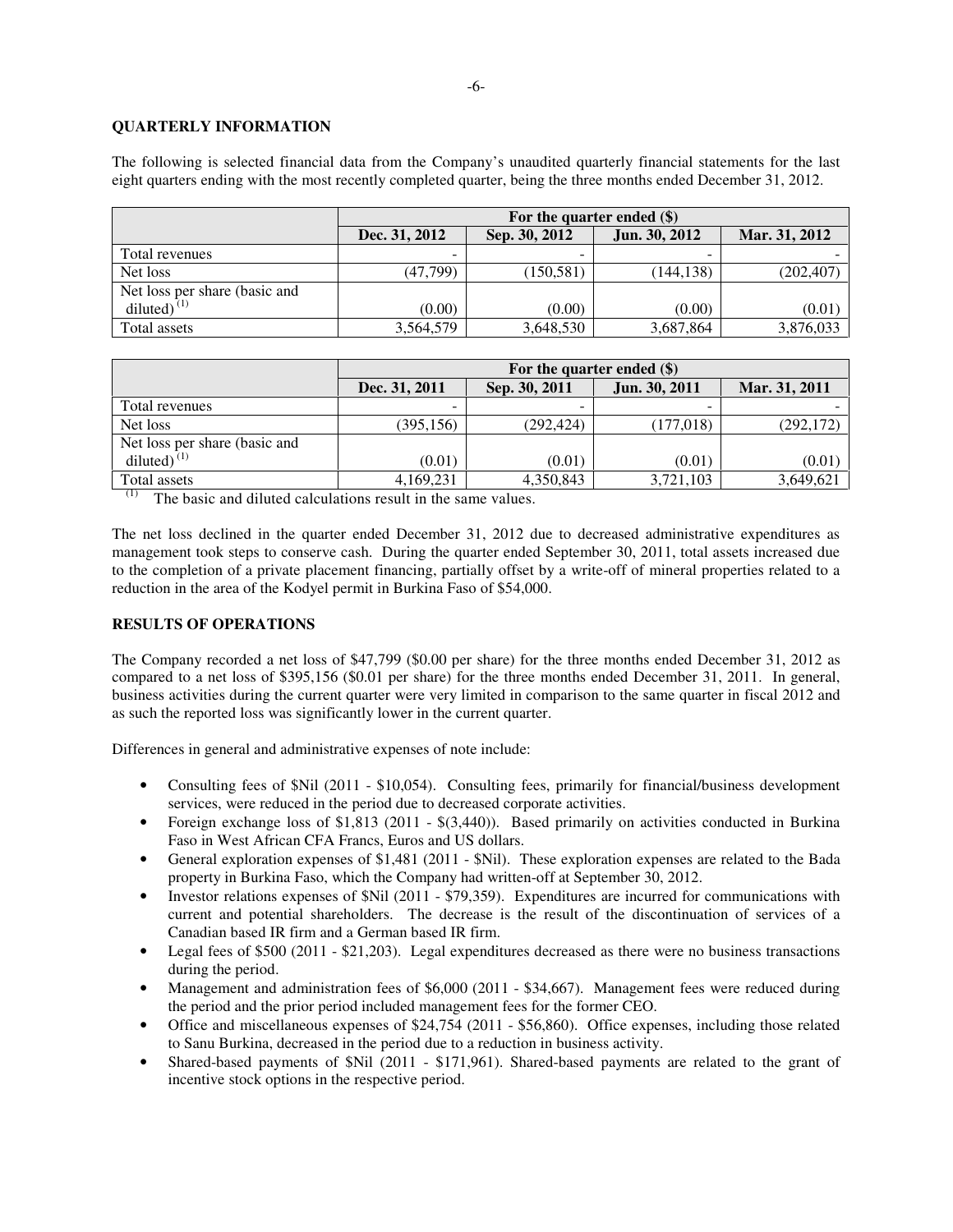## QUARTERLY INFORMATION

The following is selected financial data from the Company's unaudited quarterly financial statements for the last eight quarters ending with the most recently completed quarter, being the three months ended December 31, 2012.

| | For the quarter ended ($) | | | |
|---|---|---|---|---|
| | **Dec. 31, 2012** | **Sep. 30, 2012** | **Jun. 30, 2012** | **Mar. 31, 2012** |
| Total revenues | - | - | - | - |
| Net loss | (47,799) | (150,581) | (144,138) | (202,407) |
| Net loss per share (basic and diluted) [(1)] | (0.00) | (0.00) | (0.00) | (0.01) |
| Total assets | 3,564,579 | 3,648,530 | 3,687,864 | 3,876,033 |

| | For the quarter ended ($) | | | |
|---|---|---|---|---|
| | **Dec. 31, 2011** | **Sep. 30, 2011** | **Jun. 30, 2011** | **Mar. 31, 2011** |
| Total revenues | - | - | - | - |
| Net loss | (395,156) | (292,424) | (177,018) | (292,172) |
| Net loss per share (basic and diluted) [(1)] | (0.01) | (0.01) | (0.01) | (0.01) |
| Total assets | 4,169,231 | 4,350,843 | 3,721,103 | 3,649,621 |

(1) The basic and diluted calculations result in the same values.

The net loss declined in the quarter ended December 31, 2012 due to decreased administrative expenditures as management took steps to conserve cash. During the quarter ended September 30, 2011, total assets increased due to the completion of a private placement financing, partially offset by a write-off of mineral properties related to a reduction in the area of the Kodyel permit in Burkina Faso of $54,000.

## RESULTS OF OPERATIONS

The Company recorded a net loss of $47,799 ($0.00 per share) for the three months ended December 31, 2012 as compared to a net loss of $395,156 ($0.01 per share) for the three months ended December 31, 2011. In general, business activities during the current quarter were very limited in comparison to the same quarter in fiscal 2012 and as such the reported loss was significantly lower in the current quarter.

Differences in general and administrative expenses of note include:

- Consulting fees of $Nil (2011 - $10,054). Consulting fees, primarily for financial/business development services, were reduced in the period due to decreased corporate activities.
- Foreign exchange loss of $1,813 (2011 - $(3,440)). Based primarily on activities conducted in Burkina Faso in West African CFA Francs, Euros and US dollars.
- General exploration expenses of $1,481 (2011 - $Nil). These exploration expenses are related to the Bada property in Burkina Faso, which the Company had written-off at September 30, 2012.
- Investor relations expenses of $Nil (2011 - $79,359). Expenditures are incurred for communications with current and potential shareholders. The decrease is the result of the discontinuation of services of a Canadian based IR firm and a German based IR firm.
- Legal fees of $500 (2011 - $21,203). Legal expenditures decreased as there were no business transactions during the period.
- Management and administration fees of $6,000 (2011 - $34,667). Management fees were reduced during the period and the prior period included management fees for the former CEO.
- Office and miscellaneous expenses of $24,754 (2011 - $56,860). Office expenses, including those related to Sanu Burkina, decreased in the period due to a reduction in business activity.
- Shared-based payments of $Nil (2011 - $171,961). Shared-based payments are related to the grant of incentive stock options in the respective period.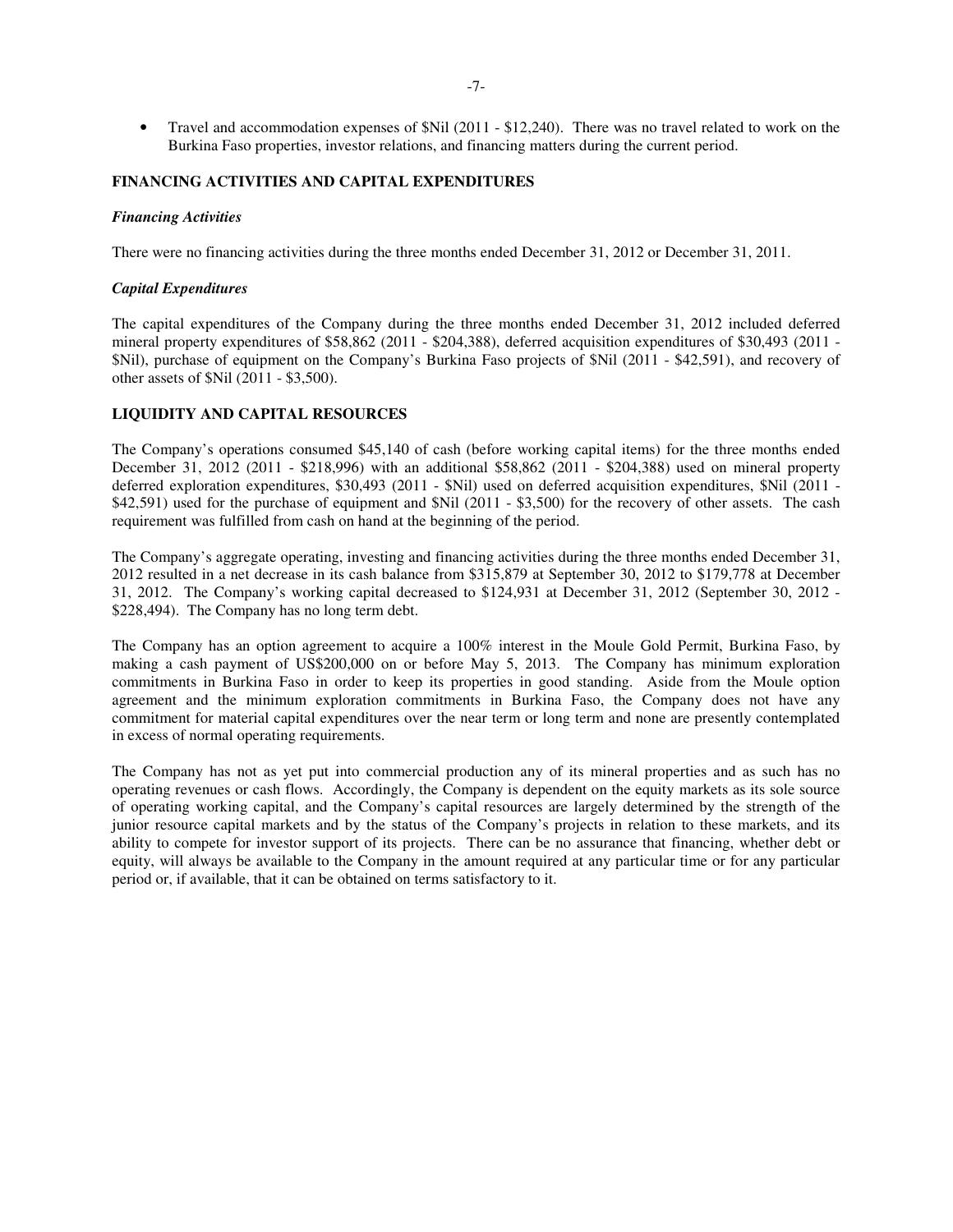- Travel and accommodation expenses of $Nil (2011 - $12,240). There was no travel related to work on the Burkina Faso properties, investor relations, and financing matters during the current period.

## FINANCING ACTIVITIES AND CAPITAL EXPENDITURES

### *Financing Activities*

There were no financing activities during the three months ended December 31, 2012 or December 31, 2011.

### *Capital Expenditures*

The capital expenditures of the Company during the three months ended December 31, 2012 included deferred mineral property expenditures of $58,862 (2011 - $204,388), deferred acquisition expenditures of $30,493 (2011 - $Nil), purchase of equipment on the Company's Burkina Faso projects of $Nil (2011 - $42,591), and recovery of other assets of $Nil (2011 - $3,500).

## LIQUIDITY AND CAPITAL RESOURCES

The Company's operations consumed $45,140 of cash (before working capital items) for the three months ended December 31, 2012 (2011 - $218,996) with an additional $58,862 (2011 - $204,388) used on mineral property deferred exploration expenditures, $30,493 (2011 - $Nil) used on deferred acquisition expenditures, $Nil (2011 - $42,591) used for the purchase of equipment and $Nil (2011 - $3,500) for the recovery of other assets. The cash requirement was fulfilled from cash on hand at the beginning of the period.

The Company's aggregate operating, investing and financing activities during the three months ended December 31, 2012 resulted in a net decrease in its cash balance from $315,879 at September 30, 2012 to $179,778 at December 31, 2012. The Company's working capital decreased to $124,931 at December 31, 2012 (September 30, 2012 - $228,494). The Company has no long term debt.

The Company has an option agreement to acquire a 100% interest in the Moule Gold Permit, Burkina Faso, by making a cash payment of US$200,000 on or before May 5, 2013. The Company has minimum exploration commitments in Burkina Faso in order to keep its properties in good standing. Aside from the Moule option agreement and the minimum exploration commitments in Burkina Faso, the Company does not have any commitment for material capital expenditures over the near term or long term and none are presently contemplated in excess of normal operating requirements.

The Company has not as yet put into commercial production any of its mineral properties and as such has no operating revenues or cash flows. Accordingly, the Company is dependent on the equity markets as its sole source of operating working capital, and the Company's capital resources are largely determined by the strength of the junior resource capital markets and by the status of the Company's projects in relation to these markets, and its ability to compete for investor support of its projects. There can be no assurance that financing, whether debt or equity, will always be available to the Company in the amount required at any particular time or for any particular period or, if available, that it can be obtained on terms satisfactory to it.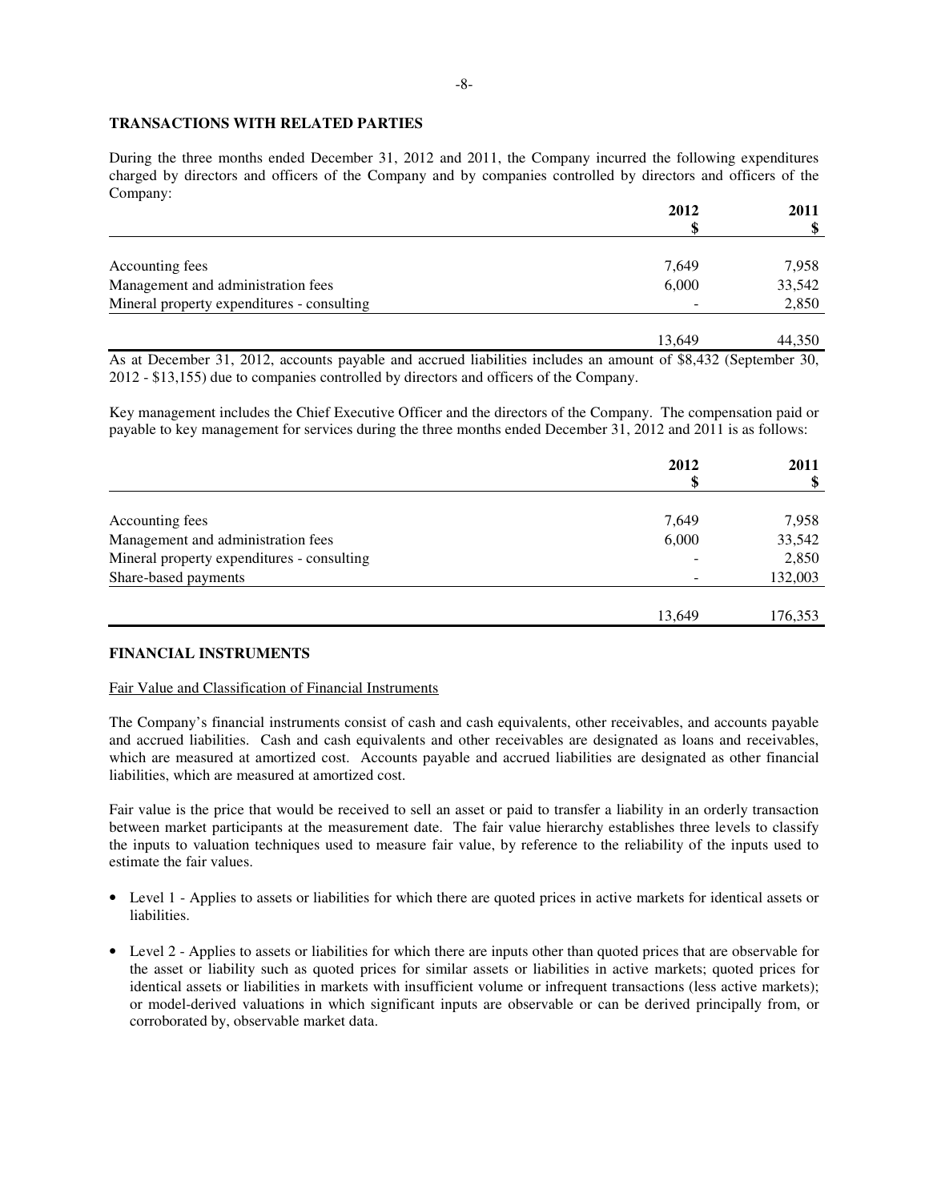## TRANSACTIONS WITH RELATED PARTIES

During the three months ended December 31, 2012 and 2011, the Company incurred the following expenditures charged by directors and officers of the Company and by companies controlled by directors and officers of the Company:

| | 2012<br>$ | 2011<br>$ |
|---|---|---|
| Accounting fees | 7,649 | 7,958 |
| Management and administration fees | 6,000 | 33,542 |
| Mineral property expenditures - consulting | - | 2,850 |
| | 13,649 | 44,350 |

As at December 31, 2012, accounts payable and accrued liabilities includes an amount of $8,432 (September 30, 2012 - $13,155) due to companies controlled by directors and officers of the Company.

Key management includes the Chief Executive Officer and the directors of the Company. The compensation paid or payable to key management for services during the three months ended December 31, 2012 and 2011 is as follows:

| | 2012<br>$ | 2011<br>$ |
|---|---|---|
| Accounting fees | 7,649 | 7,958 |
| Management and administration fees | 6,000 | 33,542 |
| Mineral property expenditures - consulting | - | 2,850 |
| Share-based payments | - | 132,003 |
| | 13,649 | 176,353 |

## FINANCIAL INSTRUMENTS

Fair Value and Classification of Financial Instruments

The Company's financial instruments consist of cash and cash equivalents, other receivables, and accounts payable and accrued liabilities. Cash and cash equivalents and other receivables are designated as loans and receivables, which are measured at amortized cost. Accounts payable and accrued liabilities are designated as other financial liabilities, which are measured at amortized cost.

Fair value is the price that would be received to sell an asset or paid to transfer a liability in an orderly transaction between market participants at the measurement date. The fair value hierarchy establishes three levels to classify the inputs to valuation techniques used to measure fair value, by reference to the reliability of the inputs used to estimate the fair values.

- Level 1 - Applies to assets or liabilities for which there are quoted prices in active markets for identical assets or liabilities.
- Level 2 - Applies to assets or liabilities for which there are inputs other than quoted prices that are observable for the asset or liability such as quoted prices for similar assets or liabilities in active markets; quoted prices for identical assets or liabilities in markets with insufficient volume or infrequent transactions (less active markets); or model-derived valuations in which significant inputs are observable or can be derived principally from, or corroborated by, observable market data.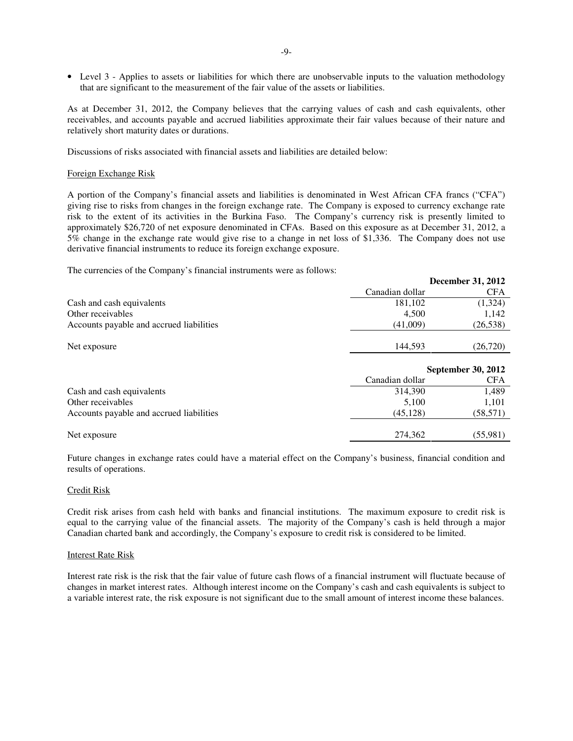- Level 3 - Applies to assets or liabilities for which there are unobservable inputs to the valuation methodology that are significant to the measurement of the fair value of the assets or liabilities.

As at December 31, 2012, the Company believes that the carrying values of cash and cash equivalents, other receivables, and accounts payable and accrued liabilities approximate their fair values because of their nature and relatively short maturity dates or durations.

Discussions of risks associated with financial assets and liabilities are detailed below:

Foreign Exchange Risk

A portion of the Company's financial assets and liabilities is denominated in West African CFA francs ("CFA") giving rise to risks from changes in the foreign exchange rate. The Company is exposed to currency exchange rate risk to the extent of its activities in the Burkina Faso. The Company's currency risk is presently limited to approximately $26,720 of net exposure denominated in CFAs. Based on this exposure as at December 31, 2012, a 5% change in the exchange rate would give rise to a change in net loss of $1,336. The Company does not use derivative financial instruments to reduce its foreign exchange exposure.

The currencies of the Company's financial instruments were as follows:

| | **December 31, 2012** | |
|---|---|---|
| | Canadian dollar | CFA |
| Cash and cash equivalents | 181,102 | (1,324) |
| Other receivables | 4,500 | 1,142 |
| Accounts payable and accrued liabilities | (41,009) | (26,538) |
| Net exposure | 144,593 | (26,720) |

| | **September 30, 2012** | |
|---|---|---|
| | Canadian dollar | CFA |
| Cash and cash equivalents | 314,390 | 1,489 |
| Other receivables | 5,100 | 1,101 |
| Accounts payable and accrued liabilities | (45,128) | (58,571) |
| Net exposure | 274,362 | (55,981) |

Future changes in exchange rates could have a material effect on the Company's business, financial condition and results of operations.

Credit Risk

Credit risk arises from cash held with banks and financial institutions. The maximum exposure to credit risk is equal to the carrying value of the financial assets. The majority of the Company's cash is held through a major Canadian charted bank and accordingly, the Company's exposure to credit risk is considered to be limited.

Interest Rate Risk

Interest rate risk is the risk that the fair value of future cash flows of a financial instrument will fluctuate because of changes in market interest rates. Although interest income on the Company's cash and cash equivalents is subject to a variable interest rate, the risk exposure is not significant due to the small amount of interest income these balances.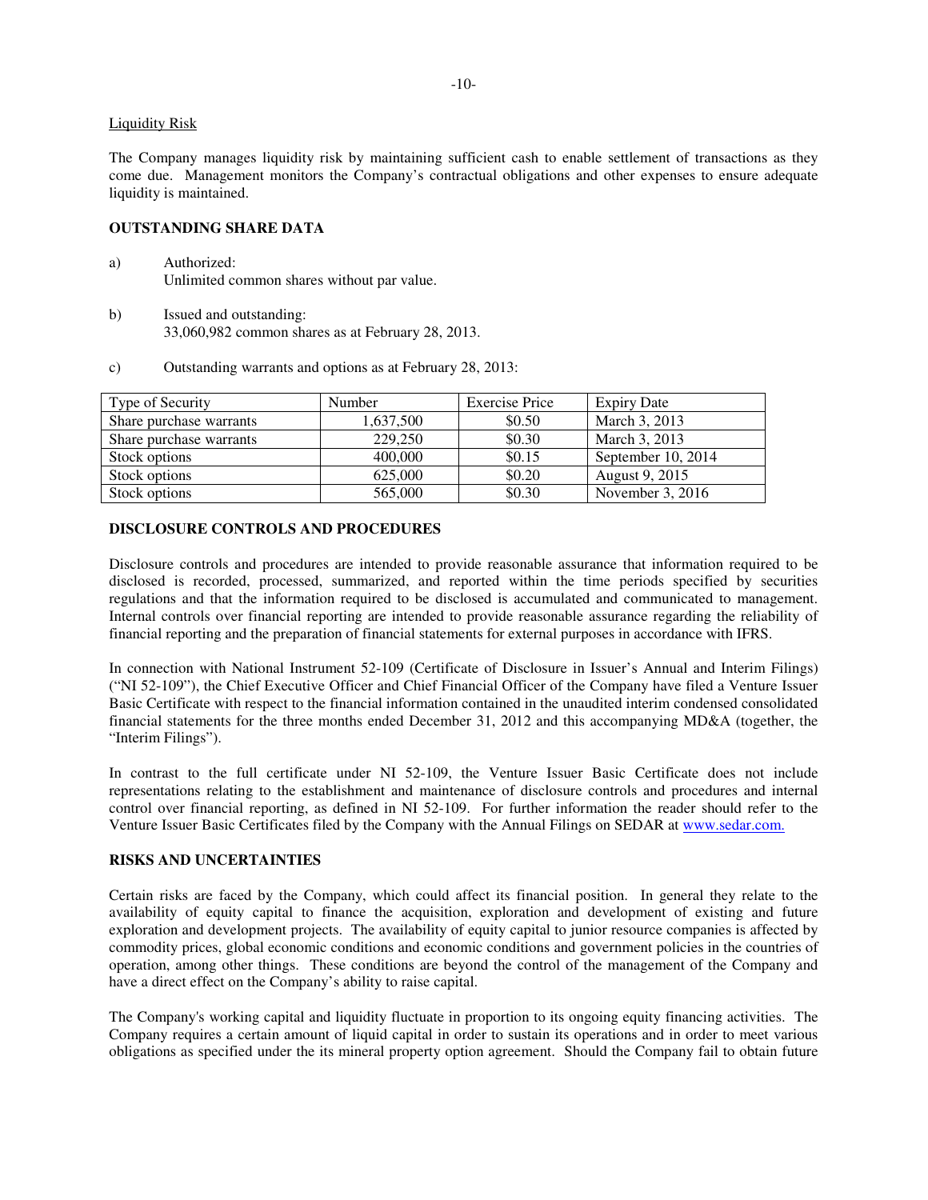Liquidity Risk

The Company manages liquidity risk by maintaining sufficient cash to enable settlement of transactions as they come due. Management monitors the Company's contractual obligations and other expenses to ensure adequate liquidity is maintained.

## OUTSTANDING SHARE DATA

a) Authorized:
Unlimited common shares without par value.

b) Issued and outstanding:
33,060,982 common shares as at February 28, 2013.

c) Outstanding warrants and options as at February 28, 2013:

| Type of Security | Number | Exercise Price | Expiry Date |
|---|---|---|---|
| Share purchase warrants | 1,637,500 | $0.50 | March 3, 2013 |
| Share purchase warrants | 229,250 | $0.30 | March 3, 2013 |
| Stock options | 400,000 | $0.15 | September 10, 2014 |
| Stock options | 625,000 | $0.20 | August 9, 2015 |
| Stock options | 565,000 | $0.30 | November 3, 2016 |

## DISCLOSURE CONTROLS AND PROCEDURES

Disclosure controls and procedures are intended to provide reasonable assurance that information required to be disclosed is recorded, processed, summarized, and reported within the time periods specified by securities regulations and that the information required to be disclosed is accumulated and communicated to management. Internal controls over financial reporting are intended to provide reasonable assurance regarding the reliability of financial reporting and the preparation of financial statements for external purposes in accordance with IFRS.

In connection with National Instrument 52-109 (Certificate of Disclosure in Issuer's Annual and Interim Filings) ("NI 52-109"), the Chief Executive Officer and Chief Financial Officer of the Company have filed a Venture Issuer Basic Certificate with respect to the financial information contained in the unaudited interim condensed consolidated financial statements for the three months ended December 31, 2012 and this accompanying MD&A (together, the "Interim Filings").

In contrast to the full certificate under NI 52-109, the Venture Issuer Basic Certificate does not include representations relating to the establishment and maintenance of disclosure controls and procedures and internal control over financial reporting, as defined in NI 52-109. For further information the reader should refer to the Venture Issuer Basic Certificates filed by the Company with the Annual Filings on SEDAR at www.sedar.com.

## RISKS AND UNCERTAINTIES

Certain risks are faced by the Company, which could affect its financial position. In general they relate to the availability of equity capital to finance the acquisition, exploration and development of existing and future exploration and development projects. The availability of equity capital to junior resource companies is affected by commodity prices, global economic conditions and economic conditions and government policies in the countries of operation, among other things. These conditions are beyond the control of the management of the Company and have a direct effect on the Company's ability to raise capital.

The Company's working capital and liquidity fluctuate in proportion to its ongoing equity financing activities. The Company requires a certain amount of liquid capital in order to sustain its operations and in order to meet various obligations as specified under the its mineral property option agreement. Should the Company fail to obtain future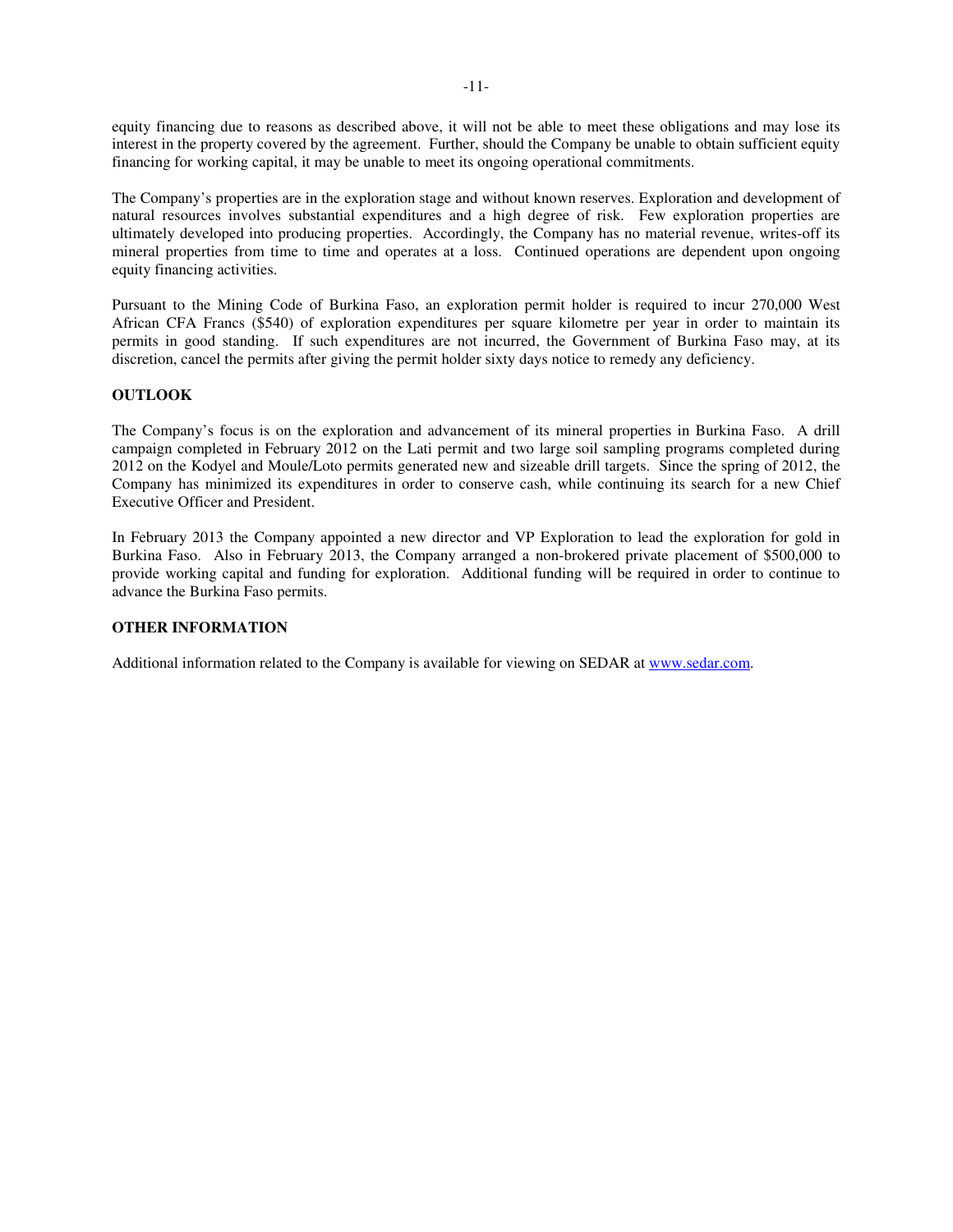equity financing due to reasons as described above, it will not be able to meet these obligations and may lose its interest in the property covered by the agreement. Further, should the Company be unable to obtain sufficient equity financing for working capital, it may be unable to meet its ongoing operational commitments.

The Company's properties are in the exploration stage and without known reserves. Exploration and development of natural resources involves substantial expenditures and a high degree of risk. Few exploration properties are ultimately developed into producing properties. Accordingly, the Company has no material revenue, writes-off its mineral properties from time to time and operates at a loss. Continued operations are dependent upon ongoing equity financing activities.

Pursuant to the Mining Code of Burkina Faso, an exploration permit holder is required to incur 270,000 West African CFA Francs ($540) of exploration expenditures per square kilometre per year in order to maintain its permits in good standing. If such expenditures are not incurred, the Government of Burkina Faso may, at its discretion, cancel the permits after giving the permit holder sixty days notice to remedy any deficiency.

## OUTLOOK

The Company's focus is on the exploration and advancement of its mineral properties in Burkina Faso. A drill campaign completed in February 2012 on the Lati permit and two large soil sampling programs completed during 2012 on the Kodyel and Moule/Loto permits generated new and sizeable drill targets. Since the spring of 2012, the Company has minimized its expenditures in order to conserve cash, while continuing its search for a new Chief Executive Officer and President.

In February 2013 the Company appointed a new director and VP Exploration to lead the exploration for gold in Burkina Faso. Also in February 2013, the Company arranged a non-brokered private placement of $500,000 to provide working capital and funding for exploration. Additional funding will be required in order to continue to advance the Burkina Faso permits.

## OTHER INFORMATION

Additional information related to the Company is available for viewing on SEDAR at www.sedar.com.